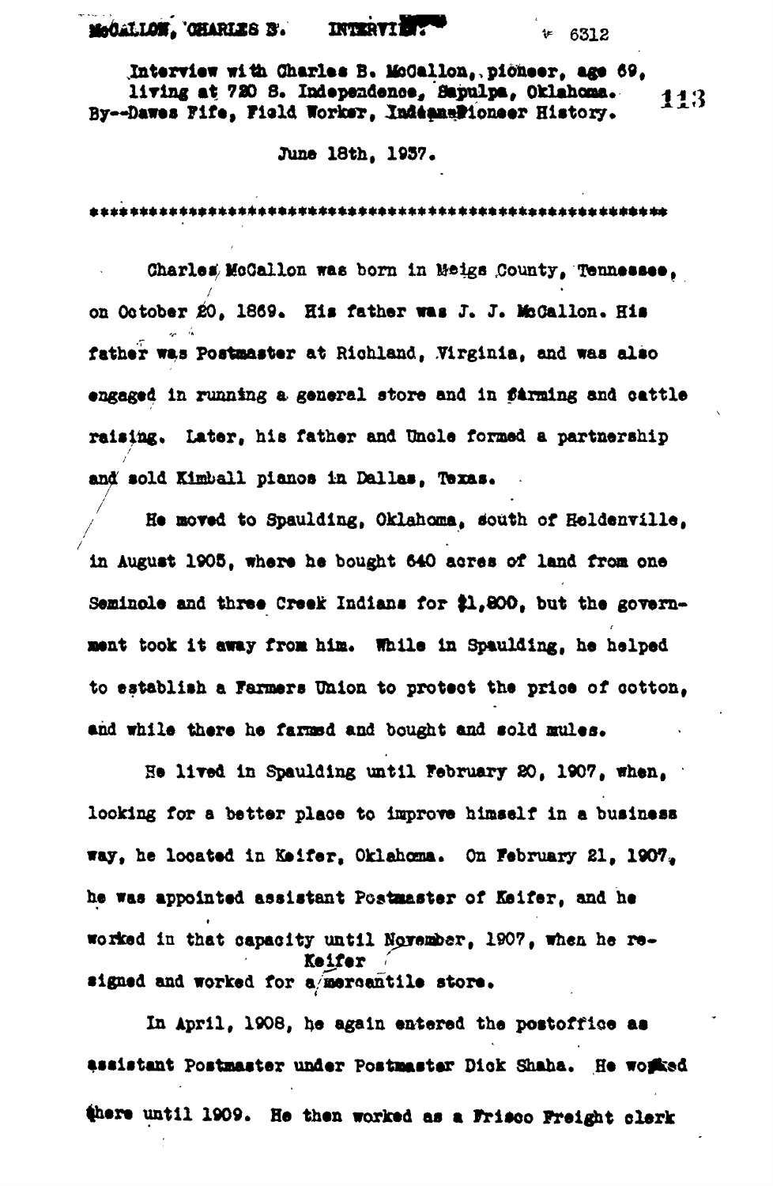McCALLON, CHARLES B. INTERVIEW. 6312

Interview with Charles B. McCallon, pioneer, age 69, living at 720 S. Independence, Sapulpa, Oklahoma. By--Dawes Fife, Field Worker, Indian-Pioneer History.

June 18th, 1937.

\*\*\*\*\*\*\*\*\*\*\*\*\*\*\*\*\*\*\*\*\*\*\*\*\*\*\*\*\*\*\*\*\*\*\*\*\*\*\*\*\*\*\*\*\*\*\*\*\*\*\*\*\*\*\*\*\*\*

Charles McCallon was born in Meigs County, Tennessee, on October 20, 1869. His father was J. J. McCallon. His father was Postmaster at Richland, Virginia, and was also engaged in running a general store and in farming and cattle raising. Later, his father and Uncle formed a partnership and sold Kimball pianos in Dallas, Texas.

He moved to Spaulding, Oklahoma, south of Holdenville, in August 1905, where he bought 640 acres of land from one Seminole and three Creek Indians for $1,800, but the government took it away from him. While in Spaulding, he helped to establish a Farmers Union to protect the price of cotton, and while there he farmed and bought and sold mules.

He lived in Spaulding until February 20, 1907, when, looking for a better place to improve himself in a business way, he located in Keifer, Oklahoma. On February 21, 1907, he was appointed assistant Postmaster of Keifer, and he worked in that capacity until November, 1907, when he resigned and worked for a Keifer mercantile store.

In April, 1908, he again entered the postoffice as assistant Postmaster under Postmaster Dick Shaha. He worked there until 1909. He then worked as a Frisco Freight clerk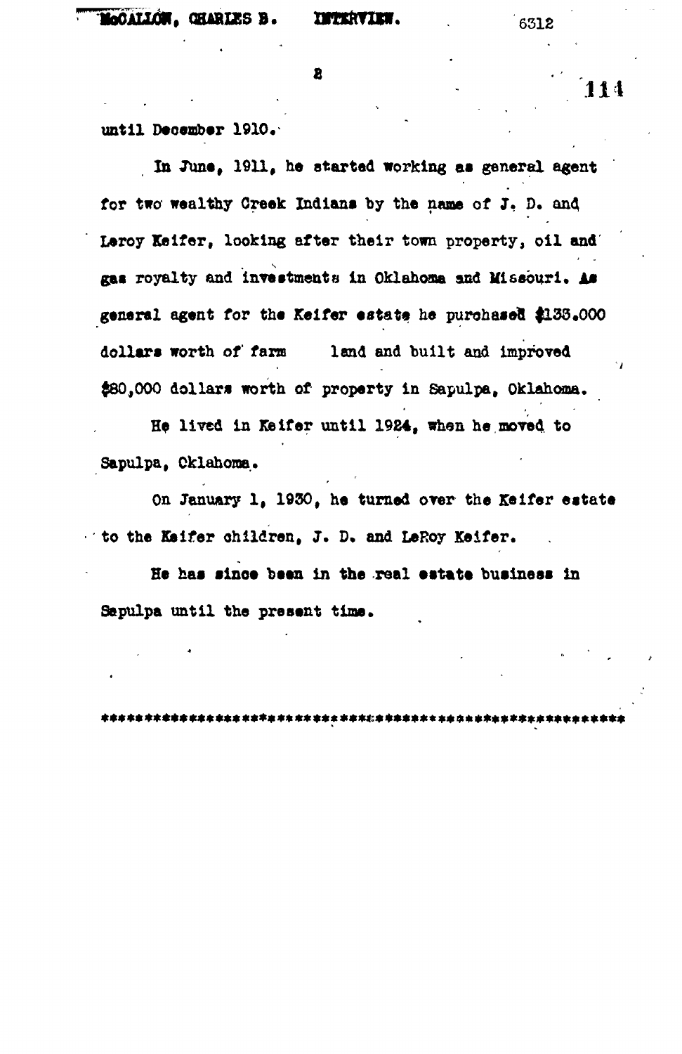until December 1910.

In June, 1911, he started working as general agent for two wealthy Creek Indians by the name of J. D. and Leroy Keifer, looking after their town property, oil and gas royalty and investments in Oklahoma and Missouri. As general agent for the Keifer estate he purchased $133,000 dollars worth of farm land and built and improved $80,000 dollars worth of property in Sapulpa, Oklahoma.

He lived in Keifer until 1924, when he moved to Sapulpa, Oklahoma.

On January 1, 1930, he turned over the Keifer estate to the Keifer children, J. D. and LeRoy Keifer.

He has since been in the real estate business in Sapulpa until the present time.

**************************************************************